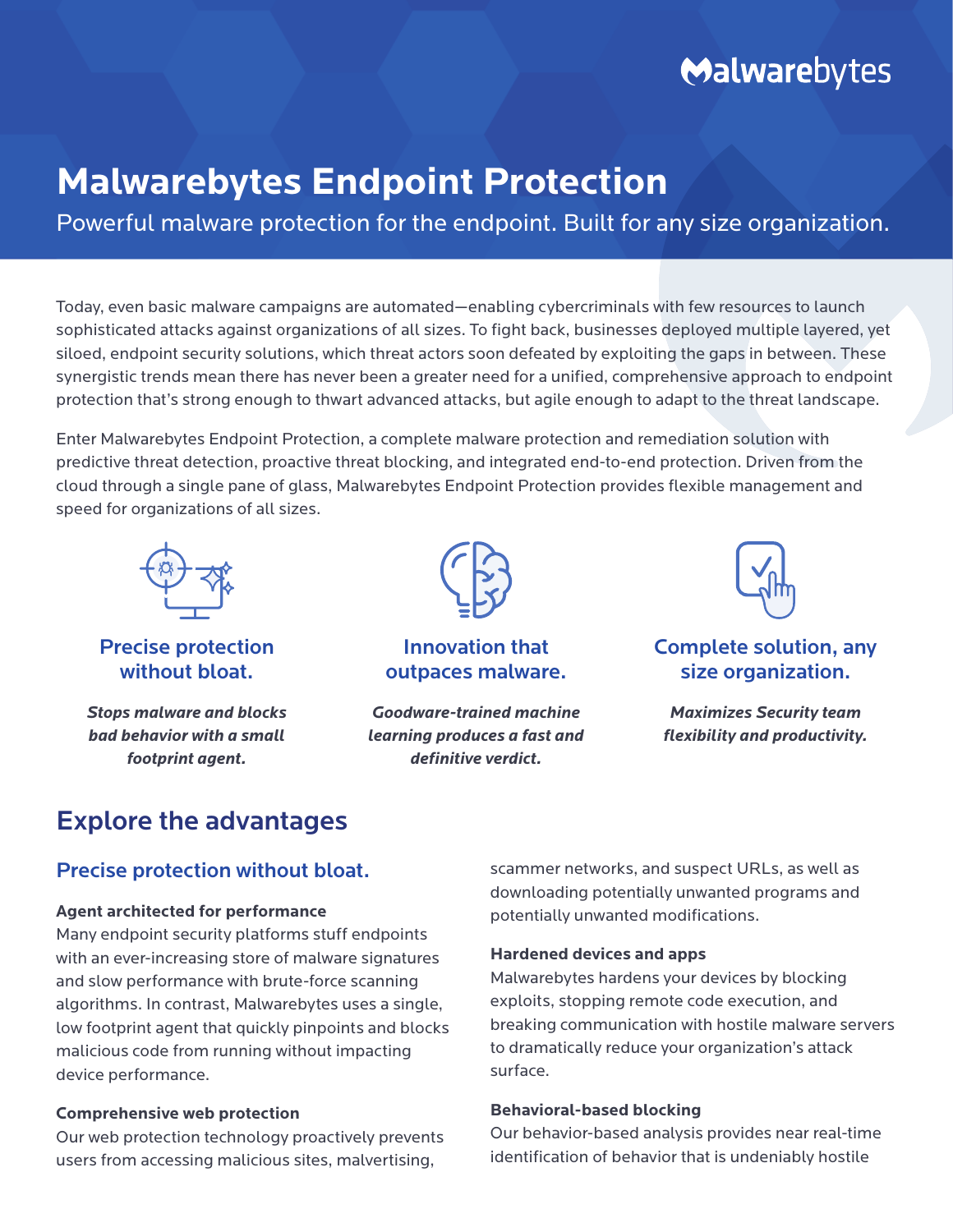Malwarebytes

# Malwarebytes Endpoint Protection

Powerful malware protection for the endpoint. Built for any size organization.

Today, even basic malware campaigns are automated—enabling cybercriminals with few resources to launch sophisticated attacks against organizations of all sizes. To fight back, businesses deployed multiple layered, yet siloed, endpoint security solutions, which threat actors soon defeated by exploiting the gaps in between. These synergistic trends mean there has never been a greater need for a unified, comprehensive approach to endpoint protection that's strong enough to thwart advanced attacks, but agile enough to adapt to the threat landscape.

Enter Malwarebytes Endpoint Protection, a complete malware protection and remediation solution with predictive threat detection, proactive threat blocking, and integrated end-to-end protection. Driven from the cloud through a single pane of glass, Malwarebytes Endpoint Protection provides flexible management and speed for organizations of all sizes.

### Precise protection without bloat.

***Stops malware and blocks bad behavior with a small footprint agent.***

### Innovation that outpaces malware.

***Goodware-trained machine learning produces a fast and definitive verdict.***

### Complete solution, any size organization.

***Maximizes Security team flexibility and productivity.***

## Explore the advantages

### Precise protection without bloat.

**Agent architected for performance**
Many endpoint security platforms stuff endpoints with an ever-increasing store of malware signatures and slow performance with brute-force scanning algorithms. In contrast, Malwarebytes uses a single, low footprint agent that quickly pinpoints and blocks malicious code from running without impacting device performance.

**Comprehensive web protection**
Our web protection technology proactively prevents users from accessing malicious sites, malvertising, scammer networks, and suspect URLs, as well as downloading potentially unwanted programs and potentially unwanted modifications.

**Hardened devices and apps**
Malwarebytes hardens your devices by blocking exploits, stopping remote code execution, and breaking communication with hostile malware servers to dramatically reduce your organization's attack surface.

**Behavioral-based blocking**
Our behavior-based analysis provides near real-time identification of behavior that is undeniably hostile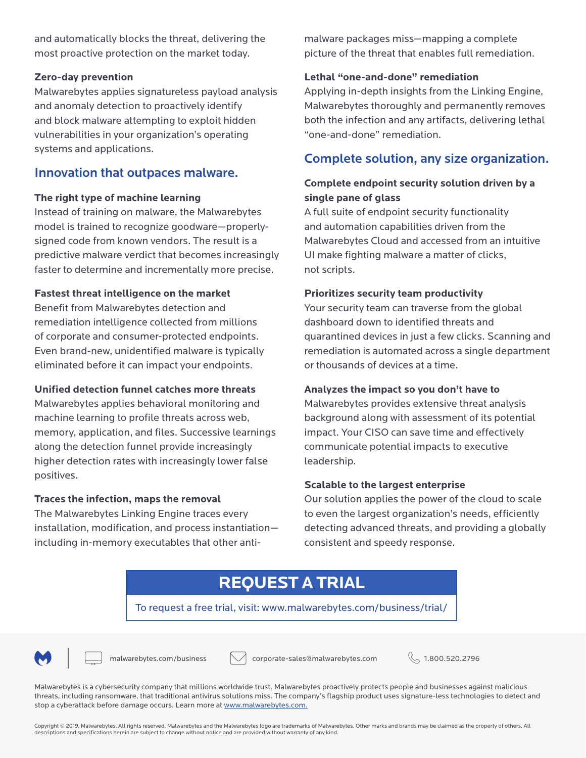and automatically blocks the threat, delivering the most proactive protection on the market today.

**Zero-day prevention**
Malwarebytes applies signatureless payload analysis and anomaly detection to proactively identify and block malware attempting to exploit hidden vulnerabilities in your organization's operating systems and applications.

## Innovation that outpaces malware.

**The right type of machine learning**
Instead of training on malware, the Malwarebytes model is trained to recognize goodware—properly-signed code from known vendors. The result is a predictive malware verdict that becomes increasingly faster to determine and incrementally more precise.

**Fastest threat intelligence on the market**
Benefit from Malwarebytes detection and remediation intelligence collected from millions of corporate and consumer-protected endpoints. Even brand-new, unidentified malware is typically eliminated before it can impact your endpoints.

**Unified detection funnel catches more threats**
Malwarebytes applies behavioral monitoring and machine learning to profile threats across web, memory, application, and files. Successive learnings along the detection funnel provide increasingly higher detection rates with increasingly lower false positives.

**Traces the infection, maps the removal**
The Malwarebytes Linking Engine traces every installation, modification, and process instantiation—including in-memory executables that other anti-malware packages miss—mapping a complete picture of the threat that enables full remediation.

**Lethal "one-and-done" remediation**
Applying in-depth insights from the Linking Engine, Malwarebytes thoroughly and permanently removes both the infection and any artifacts, delivering lethal "one-and-done" remediation.

## Complete solution, any size organization.

**Complete endpoint security solution driven by a single pane of glass**
A full suite of endpoint security functionality and automation capabilities driven from the Malwarebytes Cloud and accessed from an intuitive UI make fighting malware a matter of clicks, not scripts.

**Prioritizes security team productivity**
Your security team can traverse from the global dashboard down to identified threats and quarantined devices in just a few clicks. Scanning and remediation is automated across a single department or thousands of devices at a time.

**Analyzes the impact so you don't have to**
Malwarebytes provides extensive threat analysis background along with assessment of its potential impact. Your CISO can save time and effectively communicate potential impacts to executive leadership.

**Scalable to the largest enterprise**
Our solution applies the power of the cloud to scale to even the largest organization's needs, efficiently detecting advanced threats, and providing a globally consistent and speedy response.

## REQUEST A TRIAL

To request a free trial, visit: www.malwarebytes.com/business/trial/

malwarebytes.com/business | corporate-sales@malwarebytes.com | 1.800.520.2796

Malwarebytes is a cybersecurity company that millions worldwide trust. Malwarebytes proactively protects people and businesses against malicious threats, including ransomware, that traditional antivirus solutions miss. The company's flagship product uses signature-less technologies to detect and stop a cyberattack before damage occurs. Learn more at www.malwarebytes.com.

Copyright © 2019, Malwarebytes. All rights reserved. Malwarebytes and the Malwarebytes logo are trademarks of Malwarebytes. Other marks and brands may be claimed as the property of others. All descriptions and specifications herein are subject to change without notice and are provided without warranty of any kind.